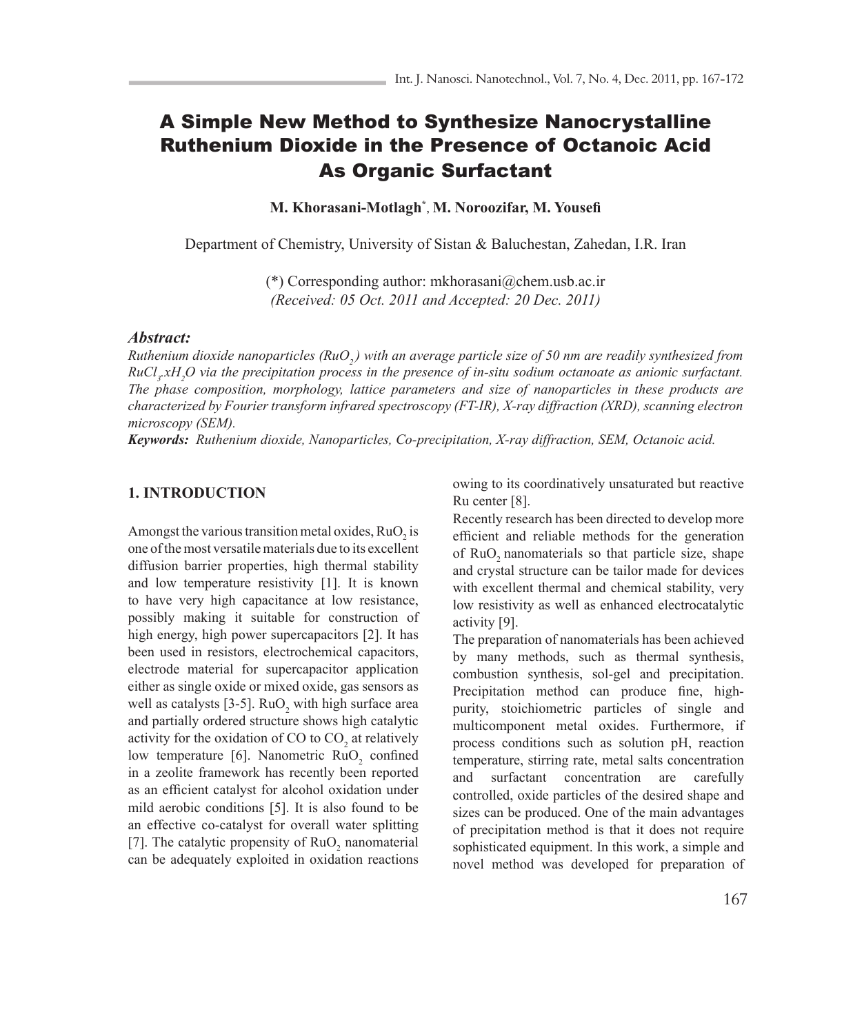# A Simple New Method to Synthesize Nanocrystalline Ruthenium Dioxide in the Presence of Octanoic Acid As Organic Surfactant

**M. Khorasani-Motlagh*, M. Noroozifar, M. Yousefi**

Department of Chemistry, University of Sistan & Baluchestan, Zahedan, I.R. Iran

(*) Corresponding author: mkhorasani@chem.usb.ac.ir
*(Received: 05 Oct. 2011 and Accepted: 20 Dec. 2011)*

***Abstract:***
*Ruthenium dioxide nanoparticles ($RuO_2$) with an average particle size of 50 nm are readily synthesized from $RuCl_3.xH_2O$ via the precipitation process in the presence of in-situ sodium octanoate as anionic surfactant. The phase composition, morphology, lattice parameters and size of nanoparticles in these products are characterized by Fourier transform infrared spectroscopy (FT-IR), X-ray diffraction (XRD), scanning electron microscopy (SEM).*

***Keywords:*** *Ruthenium dioxide, Nanoparticles, Co-precipitation, X-ray diffraction, SEM, Octanoic acid.*

## 1. INTRODUCTION

Amongst the various transition metal oxides, $RuO_2$ is one of the most versatile materials due to its excellent diffusion barrier properties, high thermal stability and low temperature resistivity [1]. It is known to have very high capacitance at low resistance, possibly making it suitable for construction of high energy, high power supercapacitors [2]. It has been used in resistors, electrochemical capacitors, electrode material for supercapacitor application either as single oxide or mixed oxide, gas sensors as well as catalysts [3-5]. $RuO_2$ with high surface area and partially ordered structure shows high catalytic activity for the oxidation of CO to $CO_2$ at relatively low temperature [6]. Nanometric $RuO_2$ confined in a zeolite framework has recently been reported as an efficient catalyst for alcohol oxidation under mild aerobic conditions [5]. It is also found to be an effective co-catalyst for overall water splitting [7]. The catalytic propensity of $RuO_2$ nanomaterial can be adequately exploited in oxidation reactions owing to its coordinatively unsaturated but reactive Ru center [8].

Recently research has been directed to develop more efficient and reliable methods for the generation of $RuO_2$ nanomaterials so that particle size, shape and crystal structure can be tailor made for devices with excellent thermal and chemical stability, very low resistivity as well as enhanced electrocatalytic activity [9].

The preparation of nanomaterials has been achieved by many methods, such as thermal synthesis, combustion synthesis, sol-gel and precipitation. Precipitation method can produce fine, high-purity, stoichiometric particles of single and multicomponent metal oxides. Furthermore, if process conditions such as solution pH, reaction temperature, stirring rate, metal salts concentration and surfactant concentration are carefully controlled, oxide particles of the desired shape and sizes can be produced. One of the main advantages of precipitation method is that it does not require sophisticated equipment. In this work, a simple and novel method was developed for preparation of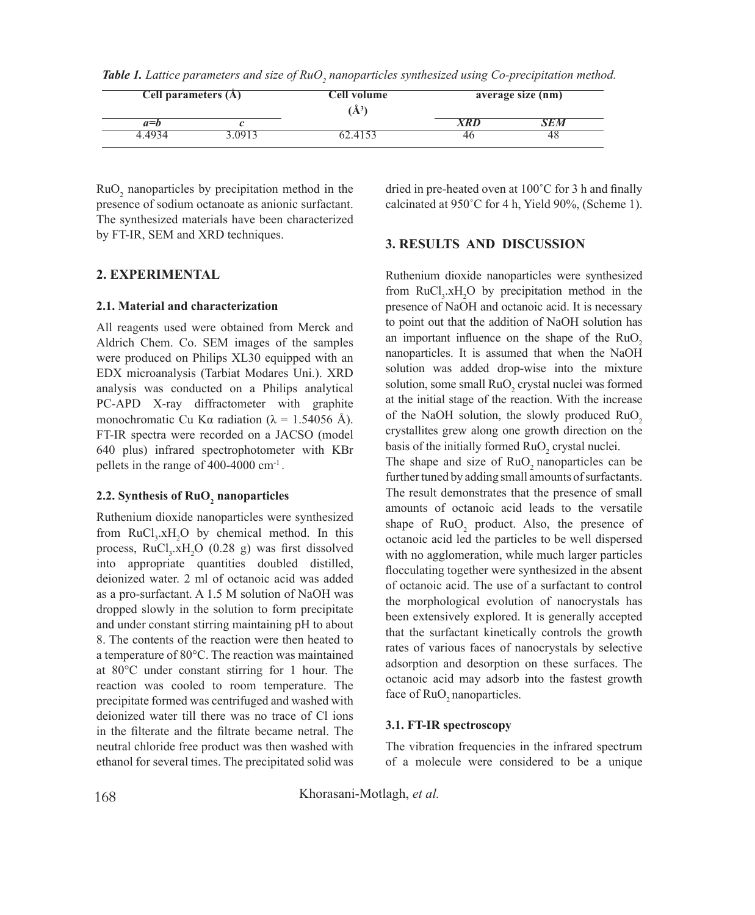*Table 1. Lattice parameters and size of $RuO_2$ nanoparticles synthesized using Co-precipitation method.*

| Cell parameters (Å) | | Cell volume (Å³) | average size (nm) | |
|---|---|---|---|---|
| *a=b* | *c* | | *XRD* | *SEM* |
| 4.4934 | 3.0913 | 62.4153 | 46 | 48 |

$RuO_2$ nanoparticles by precipitation method in the presence of sodium octanoate as anionic surfactant. The synthesized materials have been characterized by FT-IR, SEM and XRD techniques.

## 2. EXPERIMENTAL

### 2.1. Material and characterization

All reagents used were obtained from Merck and Aldrich Chem. Co. SEM images of the samples were produced on Philips XL30 equipped with an EDX microanalysis (Tarbiat Modares Uni.). XRD analysis was conducted on a Philips analytical PC-APD X-ray diffractometer with graphite monochromatic Cu Kα radiation (λ = 1.54056 Å). FT-IR spectra were recorded on a JACSO (model 640 plus) infrared spectrophotometer with KBr pellets in the range of 400-4000 $cm^{-1}$.

### 2.2. Synthesis of $RuO_2$ nanoparticles

Ruthenium dioxide nanoparticles were synthesized from $RuCl_3.xH_2O$ by chemical method. In this process, $RuCl_3.xH_2O$ (0.28 g) was first dissolved into appropriate quantities doubled distilled, deionized water. 2 ml of octanoic acid was added as a pro-surfactant. A 1.5 M solution of NaOH was dropped slowly in the solution to form precipitate and under constant stirring maintaining pH to about 8. The contents of the reaction were then heated to a temperature of 80°C. The reaction was maintained at 80°C under constant stirring for 1 hour. The reaction was cooled to room temperature. The precipitate formed was centrifuged and washed with deionized water till there was no trace of Cl ions in the filterate and the filtrate became netral. The neutral chloride free product was then washed with ethanol for several times. The precipitated solid was dried in pre-heated oven at 100˚C for 3 h and finally calcinated at 950˚C for 4 h, Yield 90%, (Scheme 1).

## 3. RESULTS AND DISCUSSION

Ruthenium dioxide nanoparticles were synthesized from $RuCl_3.xH_2O$ by precipitation method in the presence of NaOH and octanoic acid. It is necessary to point out that the addition of NaOH solution has an important influence on the shape of the $RuO_2$ nanoparticles. It is assumed that when the NaOH solution was added drop-wise into the mixture solution, some small $RuO_2$ crystal nuclei was formed at the initial stage of the reaction. With the increase of the NaOH solution, the slowly produced $RuO_2$ crystallites grew along one growth direction on the basis of the initially formed $RuO_2$ crystal nuclei.

The shape and size of $RuO_2$ nanoparticles can be further tuned by adding small amounts of surfactants. The result demonstrates that the presence of small amounts of octanoic acid leads to the versatile shape of $RuO_2$ product. Also, the presence of octanoic acid led the particles to be well dispersed with no agglomeration, while much larger particles flocculating together were synthesized in the absent of octanoic acid. The use of a surfactant to control the morphological evolution of nanocrystals has been extensively explored. It is generally accepted that the surfactant kinetically controls the growth rates of various faces of nanocrystals by selective adsorption and desorption on these surfaces. The octanoic acid may adsorb into the fastest growth face of $RuO_2$ nanoparticles.

### 3.1. FT-IR spectroscopy

The vibration frequencies in the infrared spectrum of a molecule were considered to be a unique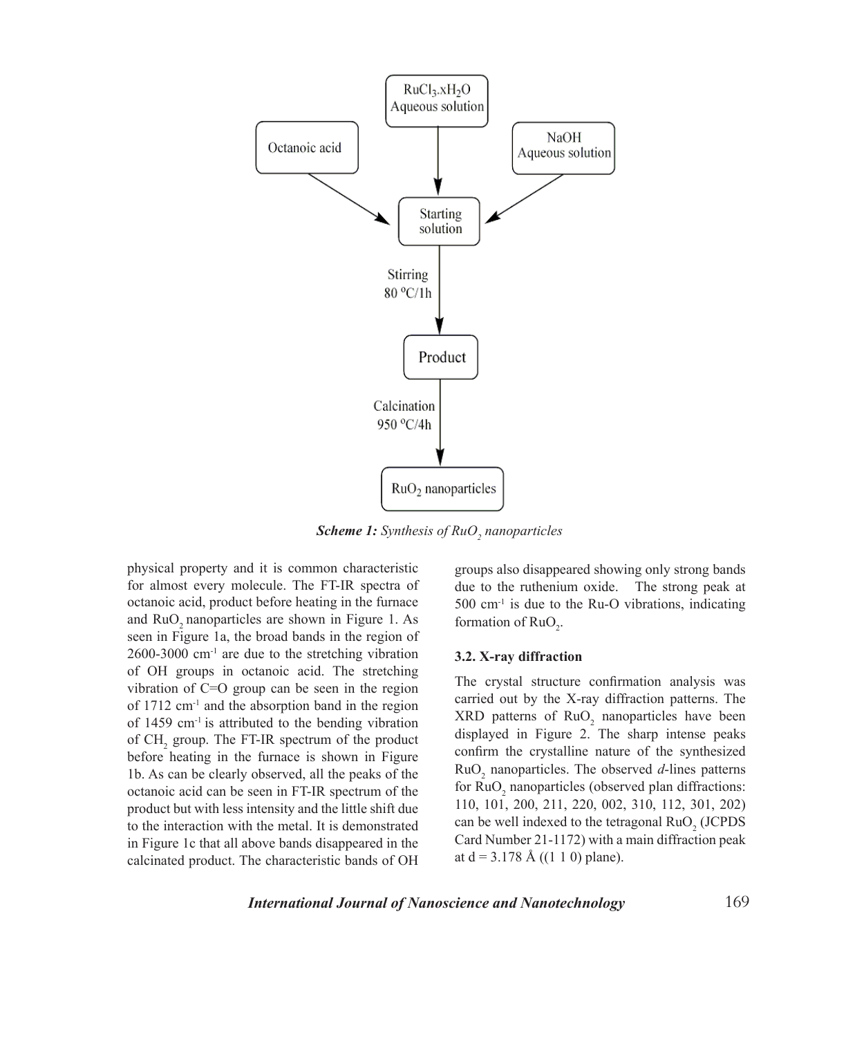**Scheme 1:** *Synthesis of $RuO_2$ nanoparticles*

physical property and it is common characteristic for almost every molecule. The FT-IR spectra of octanoic acid, product before heating in the furnace and $RuO_2$ nanoparticles are shown in Figure 1. As seen in Figure 1a, the broad bands in the region of 2600-3000 $cm^{-1}$ are due to the stretching vibration of OH groups in octanoic acid. The stretching vibration of C=O group can be seen in the region of 1712 $cm^{-1}$ and the absorption band in the region of 1459 $cm^{-1}$ is attributed to the bending vibration of $CH_2$ group. The FT-IR spectrum of the product before heating in the furnace is shown in Figure 1b. As can be clearly observed, all the peaks of the octanoic acid can be seen in FT-IR spectrum of the product but with less intensity and the little shift due to the interaction with the metal. It is demonstrated in Figure 1c that all above bands disappeared in the calcinated product. The characteristic bands of OH groups also disappeared showing only strong bands due to the ruthenium oxide. The strong peak at 500 $cm^{-1}$ is due to the Ru-O vibrations, indicating formation of $RuO_2$.

### 3.2. X-ray diffraction

The crystal structure confirmation analysis was carried out by the X-ray diffraction patterns. The XRD patterns of $RuO_2$ nanoparticles have been displayed in Figure 2. The sharp intense peaks confirm the crystalline nature of the synthesized $RuO_2$ nanoparticles. The observed *d*-lines patterns for $RuO_2$ nanoparticles (observed plan diffractions: 110, 101, 200, 211, 220, 002, 310, 112, 301, 202) can be well indexed to the tetragonal $RuO_2$ (JCPDS Card Number 21-1172) with a main diffraction peak at d = 3.178 Å ((1 1 0) plane).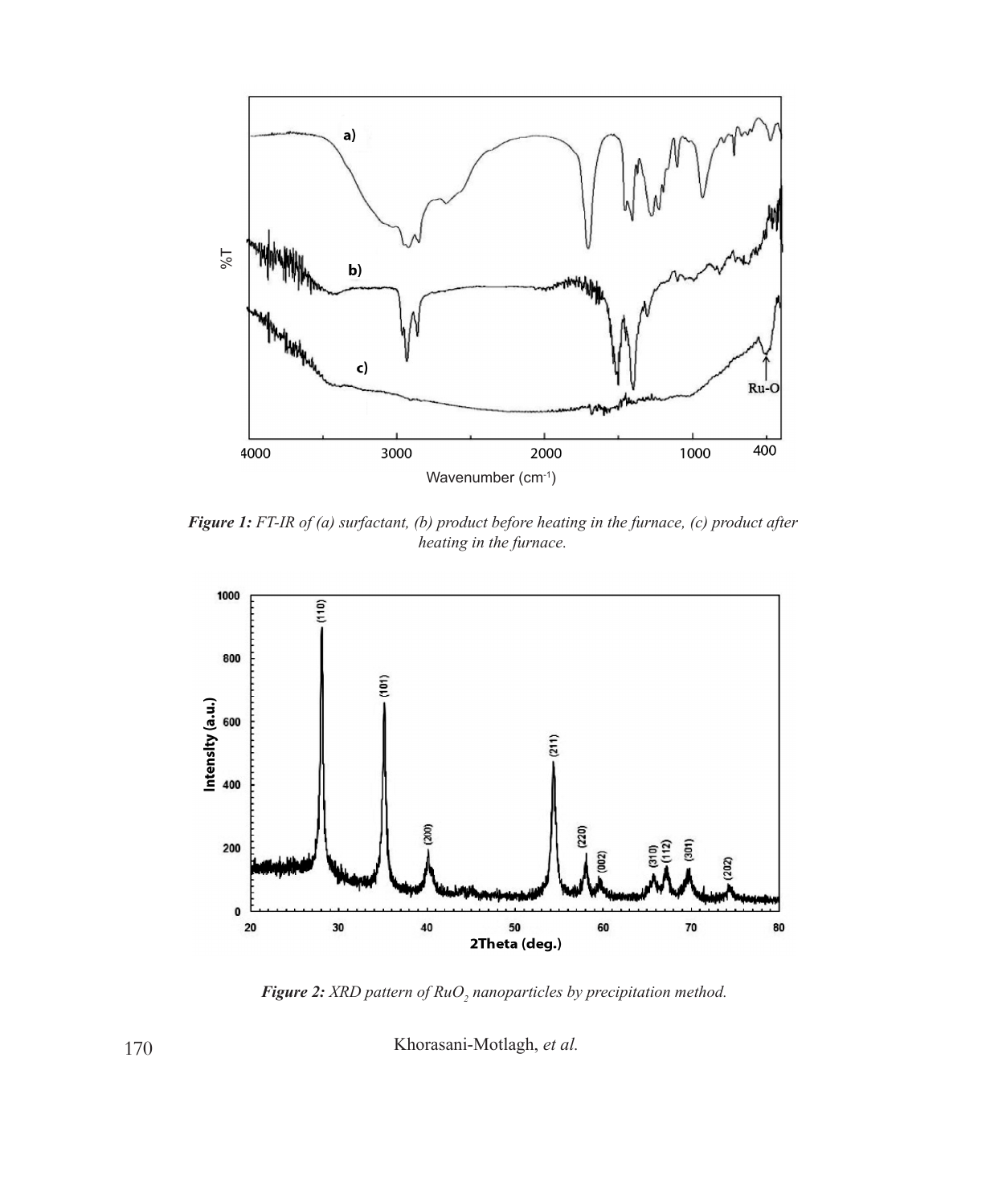***Figure 1:*** *FT-IR of (a) surfactant, (b) product before heating in the furnace, (c) product after heating in the furnace.*

***Figure 2:*** *XRD pattern of $RuO_2$ nanoparticles by precipitation method.*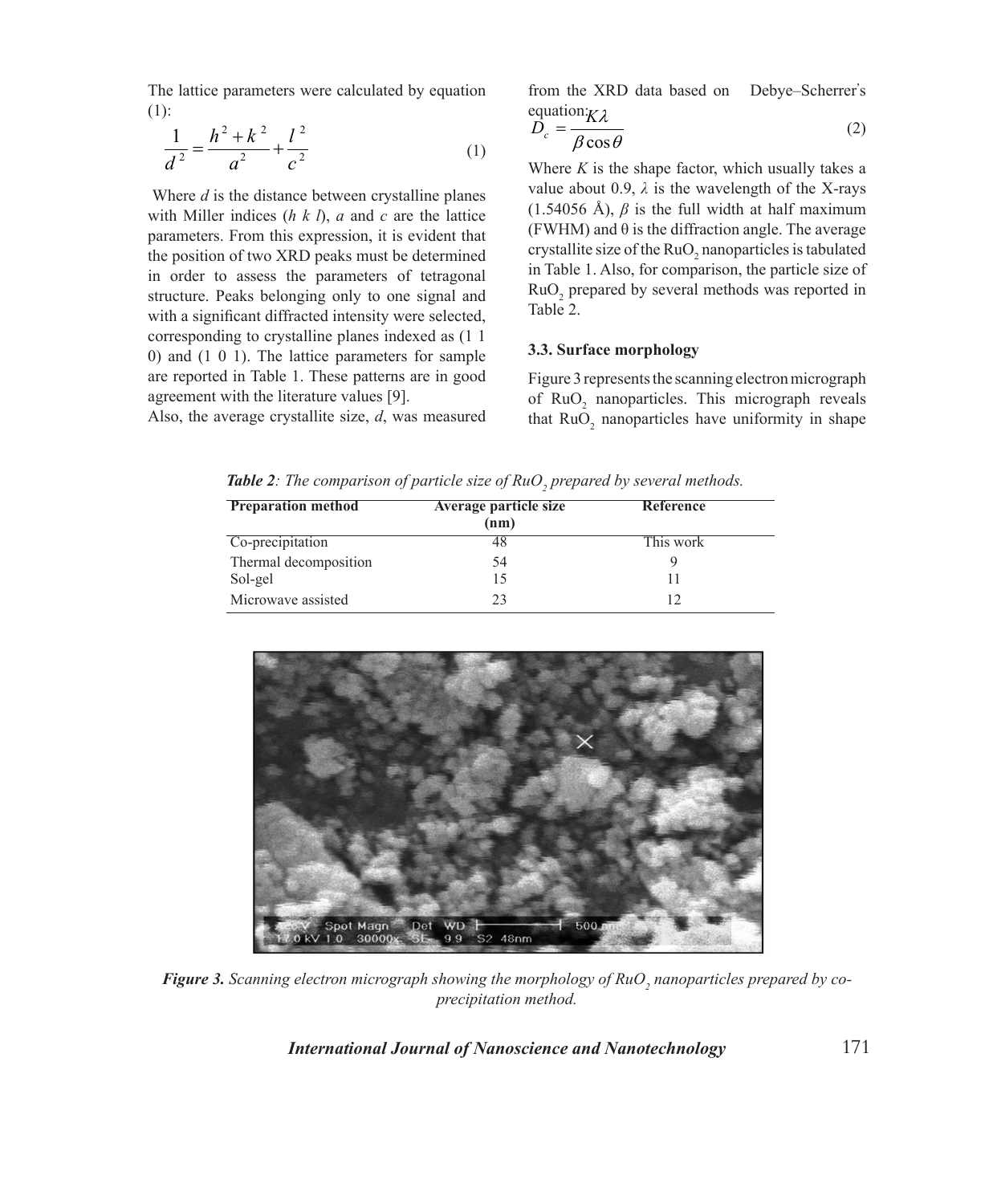The lattice parameters were calculated by equation (1):

$$\frac{1}{d^2} = \frac{h^2 + k^2}{a^2} + \frac{l^2}{c^2} \quad (1)$$

Where $d$ is the distance between crystalline planes with Miller indices ($h\ k\ l$), $a$ and $c$ are the lattice parameters. From this expression, it is evident that the position of two XRD peaks must be determined in order to assess the parameters of tetragonal structure. Peaks belonging only to one signal and with a significant diffracted intensity were selected, corresponding to crystalline planes indexed as (1 1 0) and (1 0 1). The lattice parameters for sample are reported in Table 1. These patterns are in good agreement with the literature values [9].

Also, the average crystallite size, $d$, was measured from the XRD data based on Debye–Scherrer's equation:

$$D_c = \frac{K\lambda}{\beta \cos\theta} \quad (2)$$

Where $K$ is the shape factor, which usually takes a value about 0.9, $\lambda$ is the wavelength of the X-rays (1.54056 Å), $\beta$ is the full width at half maximum (FWHM) and θ is the diffraction angle. The average crystallite size of the $RuO_2$ nanoparticles is tabulated in Table 1. Also, for comparison, the particle size of $RuO_2$ prepared by several methods was reported in Table 2.

### 3.3. Surface morphology

Figure 3 represents the scanning electron micrograph of $RuO_2$ nanoparticles. This micrograph reveals that $RuO_2$ nanoparticles have uniformity in shape

***Table 2**: The comparison of particle size of $RuO_2$ prepared by several methods.*

| Preparation method | Average particle size (nm) | Reference |
|---|---|---|
| Co-precipitation | 48 | This work |
| Thermal decomposition | 54 | 9 |
| Sol-gel | 15 | 11 |
| Microwave assisted | 23 | 12 |

***Figure 3.** Scanning electron micrograph showing the morphology of $RuO_2$ nanoparticles prepared by co-precipitation method.*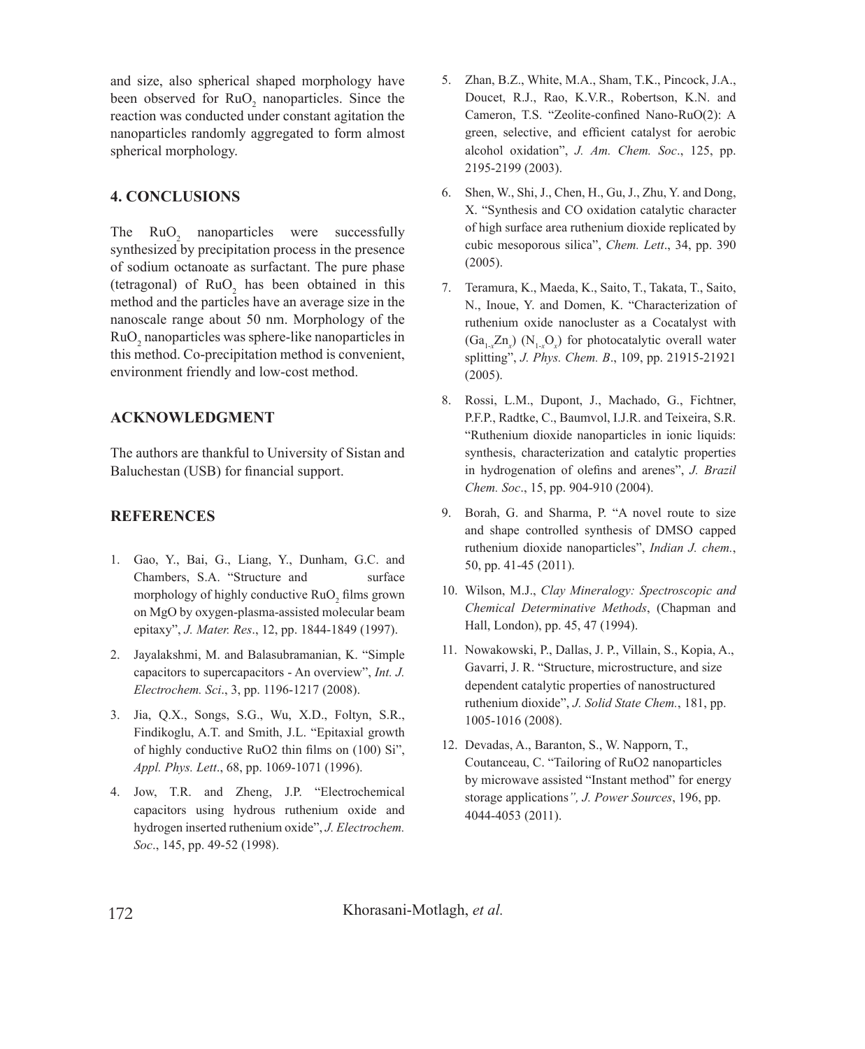and size, also spherical shaped morphology have been observed for $RuO_2$ nanoparticles. Since the reaction was conducted under constant agitation the nanoparticles randomly aggregated to form almost spherical morphology.

## 4. CONCLUSIONS

The $RuO_2$ nanoparticles were successfully synthesized by precipitation process in the presence of sodium octanoate as surfactant. The pure phase (tetragonal) of $RuO_2$ has been obtained in this method and the particles have an average size in the nanoscale range about 50 nm. Morphology of the $RuO_2$ nanoparticles was sphere-like nanoparticles in this method. Co-precipitation method is convenient, environment friendly and low-cost method.

## ACKNOWLEDGMENT

The authors are thankful to University of Sistan and Baluchestan (USB) for financial support.

## REFERENCES

1. Gao, Y., Bai, G., Liang, Y., Dunham, G.C. and Chambers, S.A. "Structure and surface morphology of highly conductive $RuO_2$ films grown on MgO by oxygen-plasma-assisted molecular beam epitaxy", *J. Mater. Res*., 12, pp. 1844-1849 (1997).

2. Jayalakshmi, M. and Balasubramanian, K. "Simple capacitors to supercapacitors - An overview", *Int. J. Electrochem. Sci*., 3, pp. 1196-1217 (2008).

3. Jia, Q.X., Songs, S.G., Wu, X.D., Foltyn, S.R., Findikoglu, A.T. and Smith, J.L. "Epitaxial growth of highly conductive RuO2 thin films on (100) Si", *Appl. Phys. Lett*., 68, pp. 1069-1071 (1996).

4. Jow, T.R. and Zheng, J.P. "Electrochemical capacitors using hydrous ruthenium oxide and hydrogen inserted ruthenium oxide", *J. Electrochem. Soc*., 145, pp. 49-52 (1998).

5. Zhan, B.Z., White, M.A., Sham, T.K., Pincock, J.A., Doucet, R.J., Rao, K.V.R., Robertson, K.N. and Cameron, T.S. "Zeolite-confined Nano-RuO(2): A green, selective, and efficient catalyst for aerobic alcohol oxidation", *J. Am. Chem. Soc*., 125, pp. 2195-2199 (2003).

6. Shen, W., Shi, J., Chen, H., Gu, J., Zhu, Y. and Dong, X. "Synthesis and CO oxidation catalytic character of high surface area ruthenium dioxide replicated by cubic mesoporous silica", *Chem. Lett*., 34, pp. 390 (2005).

7. Teramura, K., Maeda, K., Saito, T., Takata, T., Saito, N., Inoue, Y. and Domen, K. "Characterization of ruthenium oxide nanocluster as a Cocatalyst with $(Ga_{1-x}Zn_x)$ $(N_{1-x}O_x)$ for photocatalytic overall water splitting", *J. Phys. Chem. B*., 109, pp. 21915-21921 (2005).

8. Rossi, L.M., Dupont, J., Machado, G., Fichtner, P.F.P., Radtke, C., Baumvol, I.J.R. and Teixeira, S.R. "Ruthenium dioxide nanoparticles in ionic liquids: synthesis, characterization and catalytic properties in hydrogenation of olefins and arenes", *J. Brazil Chem. Soc*., 15, pp. 904-910 (2004).

9. Borah, G. and Sharma, P. "A novel route to size and shape controlled synthesis of DMSO capped ruthenium dioxide nanoparticles", *Indian J. chem.*, 50, pp. 41-45 (2011).

10. Wilson, M.J., *Clay Mineralogy: Spectroscopic and Chemical Determinative Methods*, (Chapman and Hall, London), pp. 45, 47 (1994).

11. Nowakowski, P., Dallas, J. P., Villain, S., Kopia, A., Gavarri, J. R. "Structure, microstructure, and size dependent catalytic properties of nanostructured ruthenium dioxide", *J. Solid State Chem.*, 181, pp. 1005-1016 (2008).

12. Devadas, A., Baranton, S., W. Napporn, T., Coutanceau, C. "Tailoring of RuO2 nanoparticles by microwave assisted "Instant method" for energy storage applications*", J. Power Sources*, 196, pp. 4044-4053 (2011).